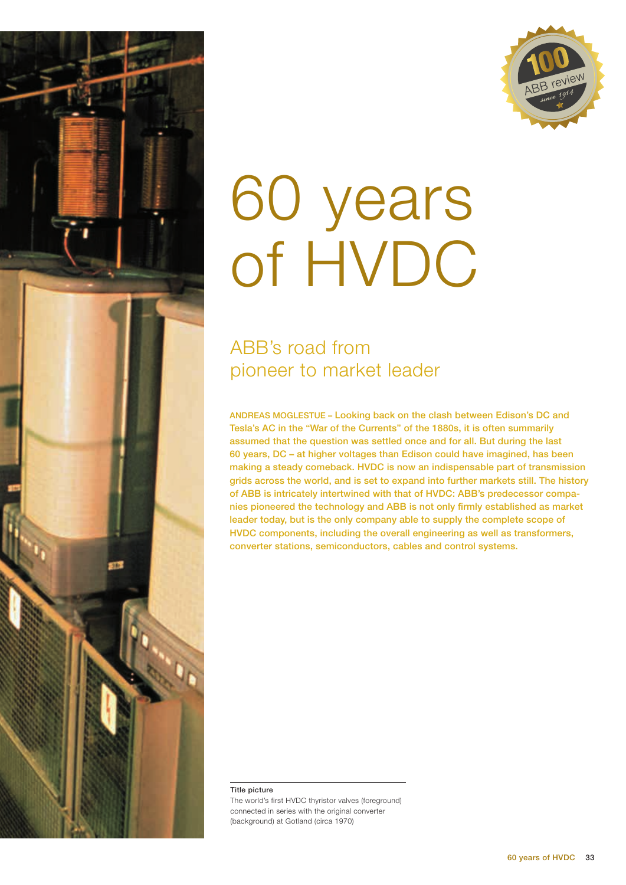# 60 years of HVDC

## ABB's road from pioneer to market leader

**ANDREAS MOGLESTUE – Looking back on the clash between Edison's DC and Tesla's AC in the "War of the Currents" of the 1880s, it is often summarily assumed that the question was settled once and for all. But during the last 60 years, DC – at higher voltages than Edison could have imagined, has been making a steady comeback. HVDC is now an indispensable part of transmission grids across the world, and is set to expand into further markets still. The history of ABB is intricately intertwined with that of HVDC: ABB's predecessor companies pioneered the technology and ABB is not only firmly established as market leader today, but is the only company able to supply the complete scope of HVDC components, including the overall engineering as well as transformers, converter stations, semiconductors, cables and control systems.**

**Title picture**

The world's first HVDC thyristor valves (foreground) connected in series with the original converter (background) at Gotland (circa 1970)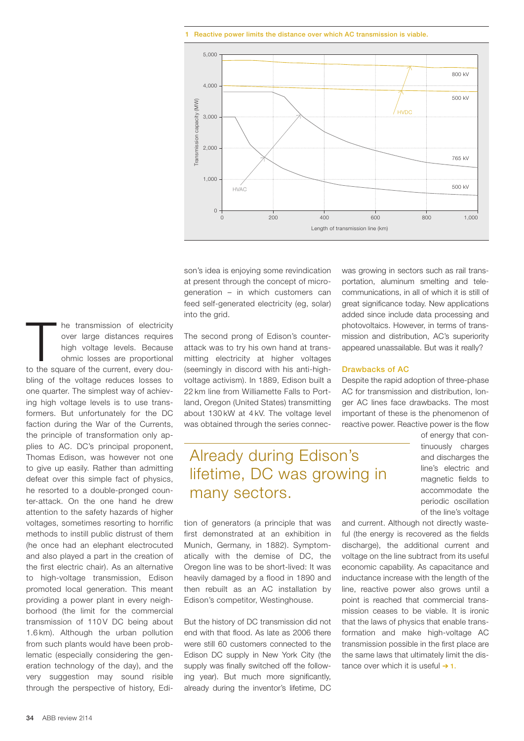1 Reactive power limits the distance over which AC transmission is viable.

The transmission of electricity over large distances requires high voltage levels. Because ohmic losses are proportional to the square of the current, every doubling of the voltage reduces losses to one quarter. The simplest way of achieving high voltage levels is to use transformers. But unfortunately for the DC faction during the War of the Currents, the principle of transformation only applies to AC. DC's principal proponent, Thomas Edison, was however not one to give up easily. Rather than admitting defeat over this simple fact of physics, he resorted to a double-pronged counter-attack. On the one hand he drew attention to the safety hazards of higher voltages, sometimes resorting to horrific methods to instill public distrust of them (he once had an elephant electrocuted and also played a part in the creation of the first electric chair). As an alternative to high-voltage transmission, Edison promoted local generation. This meant providing a power plant in every neighborhood (the limit for the commercial transmission of 110 V DC being about 1.6 km). Although the urban pollution from such plants would have been problematic (especially considering the generation technology of the day), and the very suggestion may sound risible through the perspective of history, Edison's idea is enjoying some revindication at present through the concept of microgeneration – in which customers can feed self-generated electricity (eg, solar) into the grid.

The second prong of Edison's counterattack was to try his own hand at transmitting electricity at higher voltages (seemingly in discord with his anti-high-voltage activism). In 1889, Edison built a 22 km line from Williamette Falls to Portland, Oregon (United States) transmitting about 130 kW at 4 kV. The voltage level was obtained through the series connection of generators (a principle that was first demonstrated at an exhibition in Munich, Germany, in 1882). Symptomatically with the demise of DC, the Oregon line was to be short-lived: It was heavily damaged by a flood in 1890 and then rebuilt as an AC installation by Edison's competitor, Westinghouse.

Already during Edison's lifetime, DC was growing in many sectors.

But the history of DC transmission did not end with that flood. As late as 2006 there were still 60 customers connected to the Edison DC supply in New York City (the supply was finally switched off the following year). But much more significantly, already during the inventor's lifetime, DC was growing in sectors such as rail transportation, aluminum smelting and telecommunications, in all of which it is still of great significance today. New applications added since include data processing and photovoltaics. However, in terms of transmission and distribution, AC's superiority appeared unassailable. But was it really?

## Drawbacks of AC

Despite the rapid adoption of three-phase AC for transmission and distribution, longer AC lines face drawbacks. The most important of these is the phenomenon of reactive power. Reactive power is the flow of energy that continuously charges and discharges the line's electric and magnetic fields to accommodate the periodic oscillation of the line's voltage and current. Although not directly wasteful (the energy is recovered as the fields discharge), the additional current and voltage on the line subtract from its useful economic capability. As capacitance and inductance increase with the length of the line, reactive power also grows until a point is reached that commercial transmission ceases to be viable. It is ironic that the laws of physics that enable transformation and make high-voltage AC transmission possible in the first place are the same laws that ultimately limit the distance over which it is useful → 1.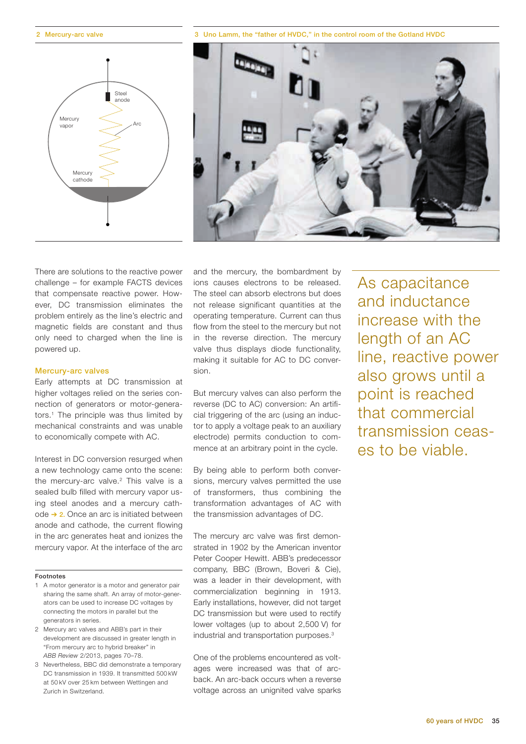2 Mercury-arc valve

Steel anode

Mercury vapor

Arc

Mercury cathode

3 Uno Lamm, the "father of HVDC," in the control room of the Gotland HVDC

There are solutions to the reactive power challenge – for example FACTS devices that compensate reactive power. However, DC transmission eliminates the problem entirely as the line's electric and magnetic fields are constant and thus only need to charged when the line is powered up.

## Mercury-arc valves

Early attempts at DC transmission at higher voltages relied on the series connection of generators or motor-generators.[1] The principle was thus limited by mechanical constraints and was unable to economically compete with AC.

Interest in DC conversion resurged when a new technology came onto the scene: the mercury-arc valve.[2] This valve is a sealed bulb filled with mercury vapor using steel anodes and a mercury cathode → 2. Once an arc is initiated between anode and cathode, the current flowing in the arc generates heat and ionizes the mercury vapor. At the interface of the arc and the mercury, the bombardment by ions causes electrons to be released. The steel can absorb electrons but does not release significant quantities at the operating temperature. Current can thus flow from the steel to the mercury but not in the reverse direction. The mercury valve thus displays diode functionality, making it suitable for AC to DC conversion.

But mercury valves can also perform the reverse (DC to AC) conversion: An artificial triggering of the arc (using an inductor to apply a voltage peak to an auxiliary electrode) permits conduction to commence at an arbitrary point in the cycle.

By being able to perform both conversions, mercury valves permitted the use of transformers, thus combining the transformation advantages of AC with the transmission advantages of DC.

The mercury arc valve was first demonstrated in 1902 by the American inventor Peter Cooper Hewitt. ABB's predecessor company, BBC (Brown, Boveri & Cie), was a leader in their development, with commercialization beginning in 1913. Early installations, however, did not target DC transmission but were used to rectify lower voltages (up to about 2,500 V) for industrial and transportation purposes.[3]

One of the problems encountered as voltages were increased was that of arc-back. An arc-back occurs when a reverse voltage across an unignited valve sparks

As capacitance and inductance increase with the length of an AC line, reactive power also grows until a point is reached that commercial transmission ceases to be viable.

**Footnotes**

1 A motor generator is a motor and generator pair sharing the same shaft. An array of motor-generators can be used to increase DC voltages by connecting the motors in parallel but the generators in series.

2 Mercury arc valves and ABB's part in their development are discussed in greater length in "From mercury arc to hybrid breaker" in *ABB Review* 2/2013, pages 70–78.

3 Nevertheless, BBC did demonstrate a temporary DC transmission in 1939. It transmitted 500 kW at 50 kV over 25 km between Wettingen and Zurich in Switzerland.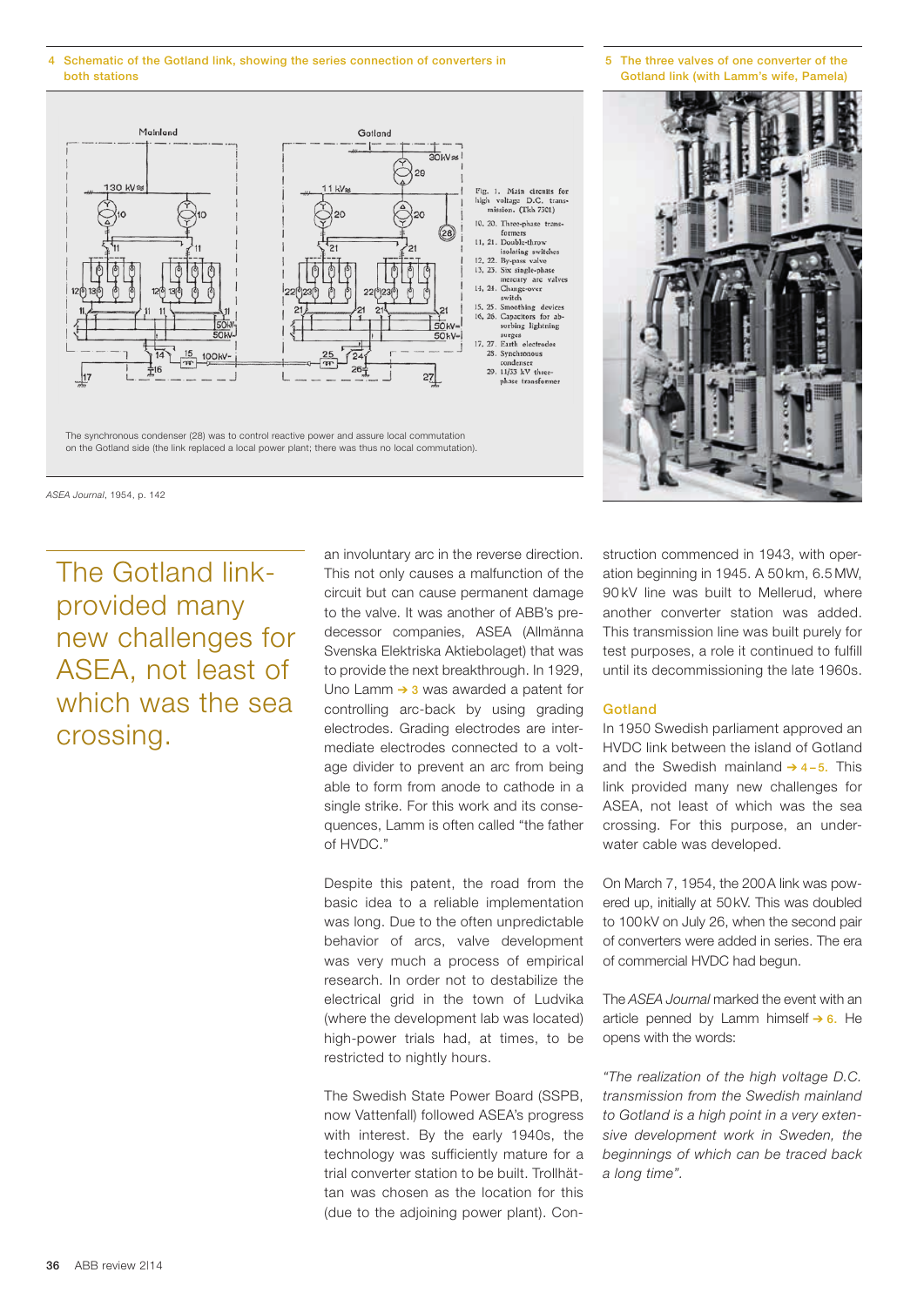4 Schematic of the Gotland link, showing the series connection of converters in both stations

The synchronous condenser (28) was to control reactive power and assure local commutation on the Gotland side (the link replaced a local power plant; there was thus no local commutation).

*ASEA Journal*, 1954, p. 142

5 The three valves of one converter of the Gotland link (with Lamm's wife, Pamela)

> The Gotland link provided many new challenges for ASEA, not least of which was the sea crossing.

an involuntary arc in the reverse direction. This not only causes a malfunction of the circuit but can cause permanent damage to the valve. It was another of ABB's predecessor companies, ASEA (Allmänna Svenska Elektriska Aktiebolaget) that was to provide the next breakthrough. In 1929, Uno Lamm → 3 was awarded a patent for controlling arc-back by using grading electrodes. Grading electrodes are intermediate electrodes connected to a voltage divider to prevent an arc from being able to form from anode to cathode in a single strike. For this work and its consequences, Lamm is often called "the father of HVDC."

Despite this patent, the road from the basic idea to a reliable implementation was long. Due to the often unpredictable behavior of arcs, valve development was very much a process of empirical research. In order not to destabilize the electrical grid in the town of Ludvika (where the development lab was located) high-power trials had, at times, to be restricted to nightly hours.

The Swedish State Power Board (SSPB, now Vattenfall) followed ASEA's progress with interest. By the early 1940s, the technology was sufficiently mature for a trial converter station to be built. Trollhättan was chosen as the location for this (due to the adjoining power plant). Construction commenced in 1943, with operation beginning in 1945. A 50 km, 6.5 MW, 90 kV line was built to Mellerud, where another converter station was added. This transmission line was built purely for test purposes, a role it continued to fulfill until its decommissioning the late 1960s.

## Gotland

In 1950 Swedish parliament approved an HVDC link between the island of Gotland and the Swedish mainland → 4 – 5. This link provided many new challenges for ASEA, not least of which was the sea crossing. For this purpose, an underwater cable was developed.

On March 7, 1954, the 200 A link was powered up, initially at 50 kV. This was doubled to 100 kV on July 26, when the second pair of converters were added in series. The era of commercial HVDC had begun.

The *ASEA Journal* marked the event with an article penned by Lamm himself → 6. He opens with the words:

*"The realization of the high voltage D.C. transmission from the Swedish mainland to Gotland is a high point in a very extensive development work in Sweden, the beginnings of which can be traced back a long time".*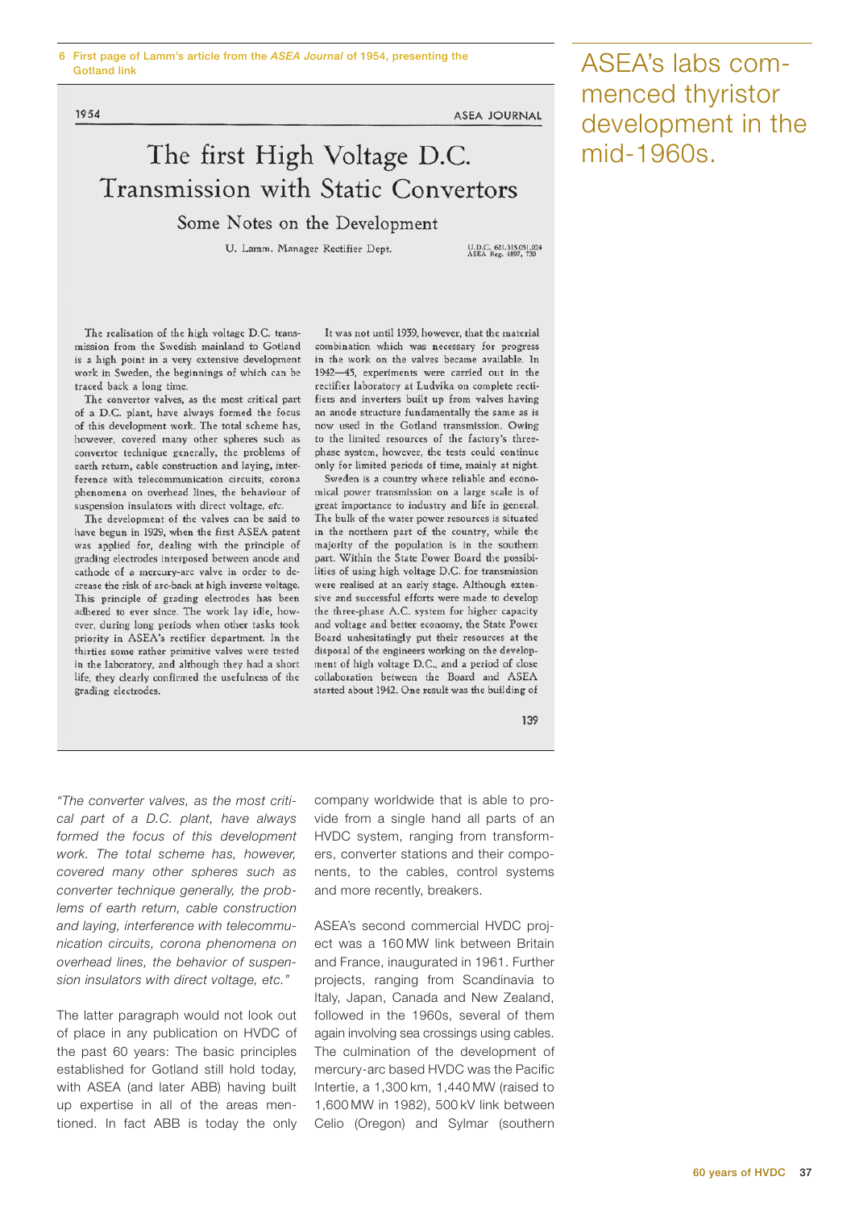6 First page of Lamm's article from the *ASEA Journal* of 1954, presenting the Gotland link

1954 ASEA JOURNAL

# The first High Voltage D.C. Transmission with Static Convertors

## Some Notes on the Development

U. Lamm. Manager Rectifier Dept.

U.D.C. 621.315.051.024
ASEA Reg. 4897, 730

The realisation of the high voltage D.C. transmission from the Swedish mainland to Gotland is a high point in a very extensive development work in Sweden, the beginnings of which can be traced back a long time.

The convertor valves, as the most critical part of a D.C. plant, have always formed the focus of this development work. The total scheme has, however, covered many other spheres such as convertor technique generally, the problems of earth return, cable construction and laying, interference with telecommunication circuits, corona phenomena on overhead lines, the behaviour of suspension insulators with direct voltage, *etc.*

The development of the valves can be said to have begun in 1929, when the first ASEA patent was applied for, dealing with the principle of grading electrodes interposed between anode and cathode of a mercury-arc valve in order to decrease the risk of arc-back at high inverse voltage. This principle of grading electrodes has been adhered to ever since. The work lay idle, however, during long periods when other tasks took priority in ASEA's rectifier department. In the thirties some rather primitive valves were tested in the laboratory, and although they had a short life, they clearly confirmed the usefulness of the grading electrodes.

It was not until 1939, however, that the material combination which was necessary for progress in the work on the valves became available. In 1942—45, experiments were carried out in the rectifier laboratory at Ludvika on complete rectifiers and inverters built up from valves having an anode structure fundamentally the same as is now used in the Gotland transmission. Owing to the limited resources of the factory's three-phase system, however, the tests could continue only for limited periods of time, mainly at night.

Sweden is a country where reliable and economical power transmission on a large scale is of great importance to industry and life in general. The bulk of the water power resources is situated in the northern part of the country, while the majority of the population is in the southern part. Within the State Power Board the possibilities of using high voltage D.C. for transmission were realised at an early stage. Although extensive and successful efforts were made to develop the three-phase A.C. system for higher capacity and voltage and better economy, the State Power Board unhesitatingly put their resources at the disposal of the engineers working on the development of high voltage D.C., and a period of close collaboration between the Board and ASEA started about 1942. One result was the building of

139

ASEA's labs commenced thyristor development in the mid-1960s.

*"The converter valves, as the most critical part of a D.C. plant, have always formed the focus of this development work. The total scheme has, however, covered many other spheres such as converter technique generally, the problems of earth return, cable construction and laying, interference with telecommunication circuits, corona phenomena on overhead lines, the behavior of suspension insulators with direct voltage, etc."*

The latter paragraph would not look out of place in any publication on HVDC of the past 60 years: The basic principles established for Gotland still hold today, with ASEA (and later ABB) having built up expertise in all of the areas mentioned. In fact ABB is today the only company worldwide that is able to provide from a single hand all parts of an HVDC system, ranging from transformers, converter stations and their components, to the cables, control systems and more recently, breakers.

ASEA's second commercial HVDC project was a 160 MW link between Britain and France, inaugurated in 1961. Further projects, ranging from Scandinavia to Italy, Japan, Canada and New Zealand, followed in the 1960s, several of them again involving sea crossings using cables. The culmination of the development of mercury-arc based HVDC was the Pacific Intertie, a 1,300 km, 1,440 MW (raised to 1,600 MW in 1982), 500 kV link between Celio (Oregon) and Sylmar (southern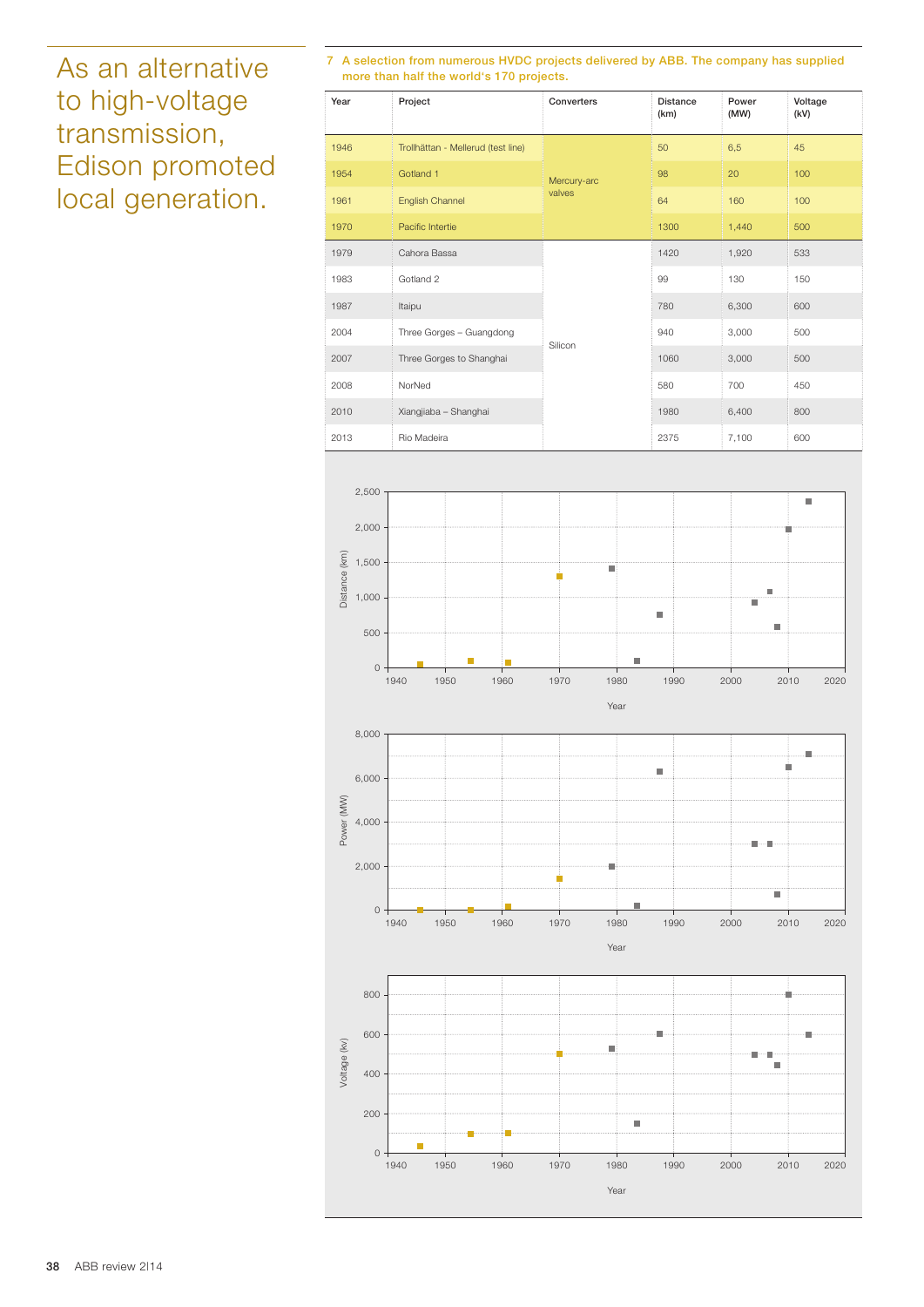As an alternative to high-voltage transmission, Edison promoted local generation.

7 A selection from numerous HVDC projects delivered by ABB. The company has supplied more than half the world's 170 projects.

| Year | Project | Converters | Distance (km) | Power (MW) | Voltage (kV) |
|---|---|---|---|---|---|
| 1946 | Trollhättan - Mellerud (test line) | Mercury-arc valves | 50 | 6,5 | 45 |
| 1954 | Gotland 1 | | 98 | 20 | 100 |
| 1961 | English Channel | | 64 | 160 | 100 |
| 1970 | Pacific Intertie | | 1300 | 1,440 | 500 |
| 1979 | Cahora Bassa | Silicon | 1420 | 1,920 | 533 |
| 1983 | Gotland 2 | | 99 | 130 | 150 |
| 1987 | Itaipu | | 780 | 6,300 | 600 |
| 2004 | Three Gorges – Guangdong | | 940 | 3,000 | 500 |
| 2007 | Three Gorges to Shanghai | | 1060 | 3,000 | 500 |
| 2008 | NorNed | | 580 | 700 | 450 |
| 2010 | Xiangjiaba – Shanghai | | 1980 | 6,400 | 800 |
| 2013 | Rio Madeira | | 2375 | 7,100 | 600 |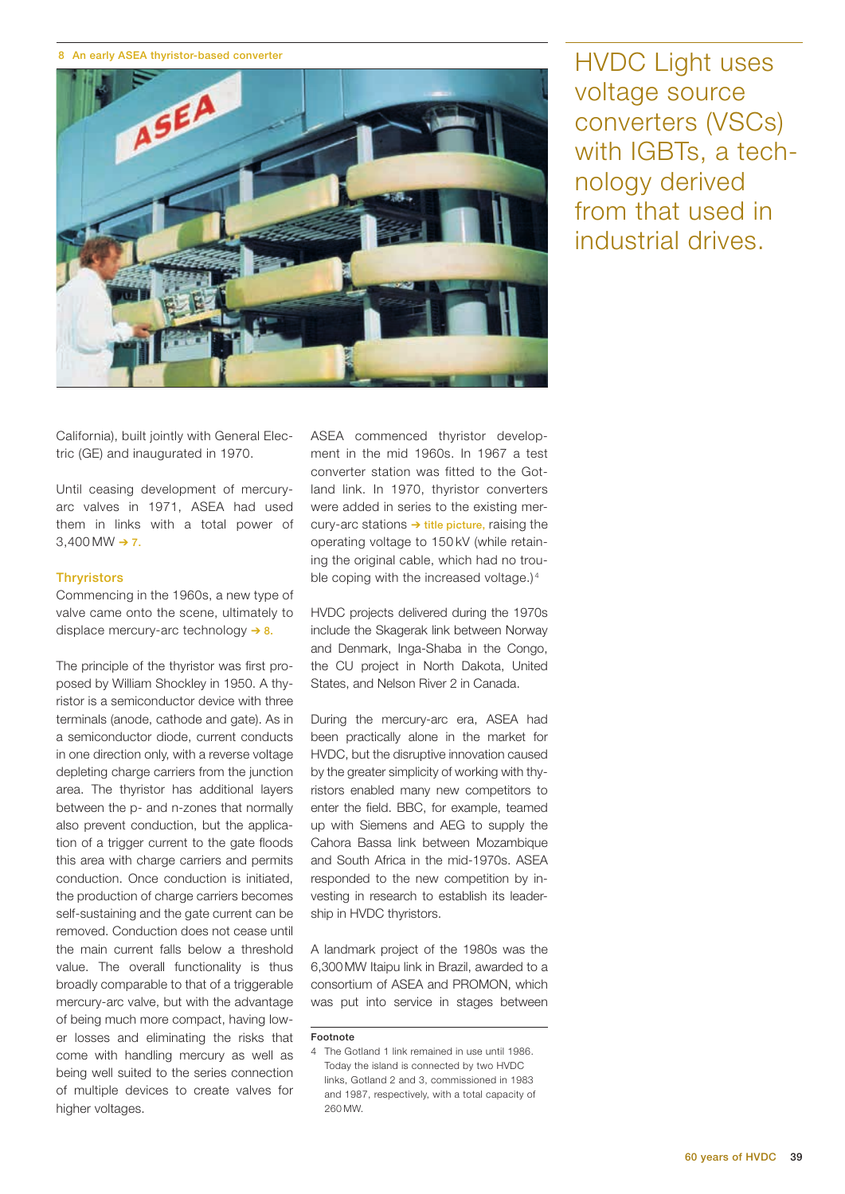8 An early ASEA thyristor-based converter

HVDC Light uses voltage source converters (VSCs) with IGBTs, a technology derived from that used in industrial drives.

California), built jointly with General Electric (GE) and inaugurated in 1970.

Until ceasing development of mercury-arc valves in 1971, ASEA had used them in links with a total power of 3,400 MW → 7.

### Thryristors

Commencing in the 1960s, a new type of valve came onto the scene, ultimately to displace mercury-arc technology → 8.

The principle of the thyristor was first proposed by William Shockley in 1950. A thyristor is a semiconductor device with three terminals (anode, cathode and gate). As in a semiconductor diode, current conducts in one direction only, with a reverse voltage depleting charge carriers from the junction area. The thyristor has additional layers between the p- and n-zones that normally also prevent conduction, but the application of a trigger current to the gate floods this area with charge carriers and permits conduction. Once conduction is initiated, the production of charge carriers becomes self-sustaining and the gate current can be removed. Conduction does not cease until the main current falls below a threshold value. The overall functionality is thus broadly comparable to that of a triggerable mercury-arc valve, but with the advantage of being much more compact, having lower losses and eliminating the risks that come with handling mercury as well as being well suited to the series connection of multiple devices to create valves for higher voltages.

ASEA commenced thyristor development in the mid 1960s. In 1967 a test converter station was fitted to the Gotland link. In 1970, thyristor converters were added in series to the existing mercury-arc stations → title picture, raising the operating voltage to 150 kV (while retaining the original cable, which had no trouble coping with the increased voltage.)[4]

HVDC projects delivered during the 1970s include the Skagerak link between Norway and Denmark, Inga-Shaba in the Congo, the CU project in North Dakota, United States, and Nelson River 2 in Canada.

During the mercury-arc era, ASEA had been practically alone in the market for HVDC, but the disruptive innovation caused by the greater simplicity of working with thyristors enabled many new competitors to enter the field. BBC, for example, teamed up with Siemens and AEG to supply the Cahora Bassa link between Mozambique and South Africa in the mid-1970s. ASEA responded to the new competition by investing in research to establish its leadership in HVDC thyristors.

A landmark project of the 1980s was the 6,300 MW Itaipu link in Brazil, awarded to a consortium of ASEA and PROMON, which was put into service in stages between

**Footnote**

4 The Gotland 1 link remained in use until 1986. Today the island is connected by two HVDC links, Gotland 2 and 3, commissioned in 1983 and 1987, respectively, with a total capacity of 260 MW.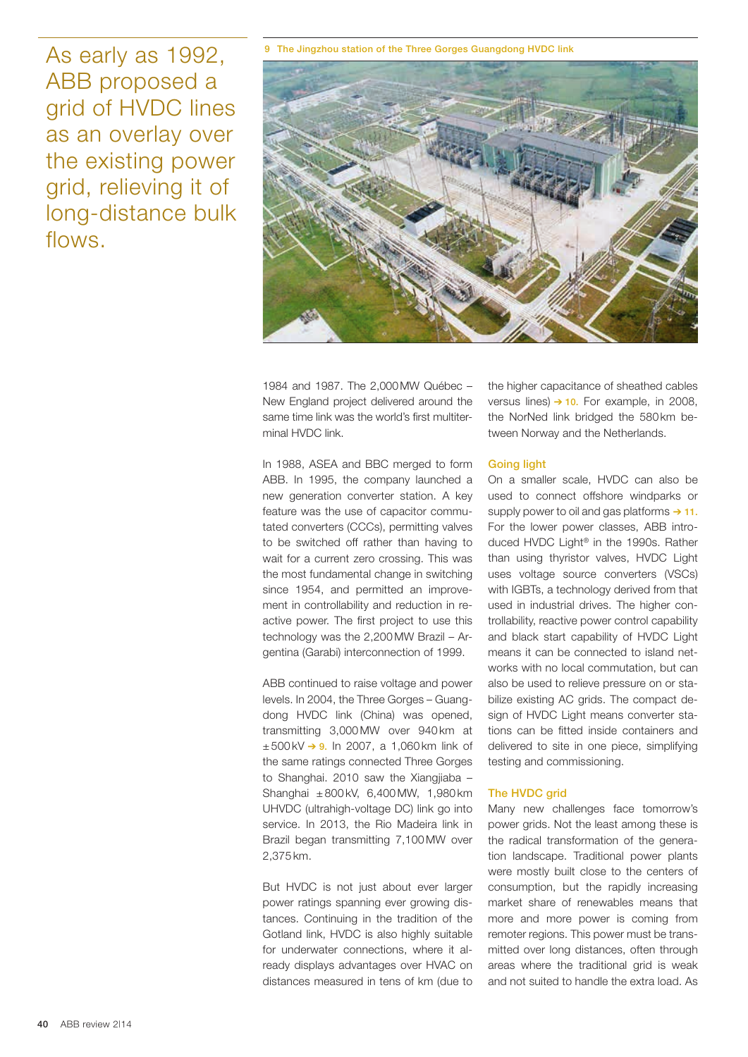As early as 1992, ABB proposed a grid of HVDC lines as an overlay over the existing power grid, relieving it of long-distance bulk flows.

9 The Jingzhou station of the Three Gorges Guangdong HVDC link

1984 and 1987. The 2,000 MW Québec – New England project delivered around the same time link was the world's first multiterminal HVDC link.

In 1988, ASEA and BBC merged to form ABB. In 1995, the company launched a new generation converter station. A key feature was the use of capacitor commutated converters (CCCs), permitting valves to be switched off rather than having to wait for a current zero crossing. This was the most fundamental change in switching since 1954, and permitted an improvement in controllability and reduction in reactive power. The first project to use this technology was the 2,200 MW Brazil – Argentina (Garabi) interconnection of 1999.

ABB continued to raise voltage and power levels. In 2004, the Three Gorges – Guangdong HVDC link (China) was opened, transmitting 3,000 MW over 940 km at ± 500 kV → 9. In 2007, a 1,060 km link of the same ratings connected Three Gorges to Shanghai. 2010 saw the Xiangjiaba – Shanghai ± 800 kV, 6,400 MW, 1,980 km UHVDC (ultrahigh-voltage DC) link go into service. In 2013, the Rio Madeira link in Brazil began transmitting 7,100 MW over 2,375 km.

But HVDC is not just about ever larger power ratings spanning ever growing distances. Continuing in the tradition of the Gotland link, HVDC is also highly suitable for underwater connections, where it already displays advantages over HVAC on distances measured in tens of km (due to the higher capacitance of sheathed cables versus lines) → 10. For example, in 2008, the NorNed link bridged the 580 km between Norway and the Netherlands.

### Going light

On a smaller scale, HVDC can also be used to connect offshore windparks or supply power to oil and gas platforms → 11. For the lower power classes, ABB introduced HVDC Light® in the 1990s. Rather than using thyristor valves, HVDC Light uses voltage source converters (VSCs) with IGBTs, a technology derived from that used in industrial drives. The higher controllability, reactive power control capability and black start capability of HVDC Light means it can be connected to island networks with no local commutation, but can also be used to relieve pressure on or stabilize existing AC grids. The compact design of HVDC Light means converter stations can be fitted inside containers and delivered to site in one piece, simplifying testing and commissioning.

### The HVDC grid

Many new challenges face tomorrow's power grids. Not the least among these is the radical transformation of the generation landscape. Traditional power plants were mostly built close to the centers of consumption, but the rapidly increasing market share of renewables means that more and more power is coming from remoter regions. This power must be transmitted over long distances, often through areas where the traditional grid is weak and not suited to handle the extra load. As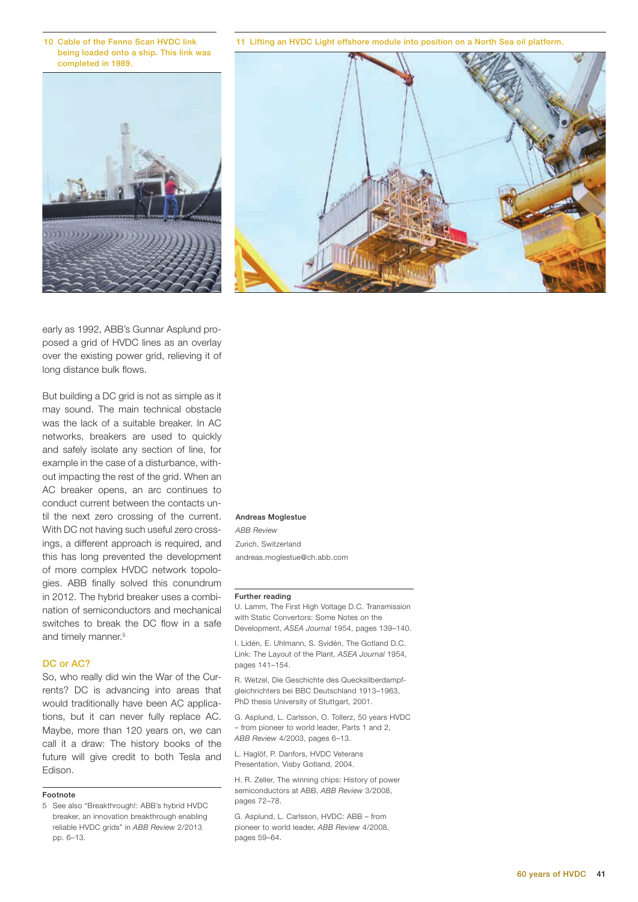10 Cable of the Fenno Scan HVDC link being loaded onto a ship. This link was completed in 1989.

11 Lifting an HVDC Light offshore module into position on a North Sea oil platform.

early as 1992, ABB's Gunnar Asplund proposed a grid of HVDC lines as an overlay over the existing power grid, relieving it of long distance bulk flows.

But building a DC grid is not as simple as it may sound. The main technical obstacle was the lack of a suitable breaker. In AC networks, breakers are used to quickly and safely isolate any section of line, for example in the case of a disturbance, without impacting the rest of the grid. When an AC breaker opens, an arc continues to conduct current between the contacts until the next zero crossing of the current. With DC not having such useful zero crossings, a different approach is required, and this has long prevented the development of more complex HVDC network topologies. ABB finally solved this conundrum in 2012. The hybrid breaker uses a combination of semiconductors and mechanical switches to break the DC flow in a safe and timely manner.[5]

## DC or AC?

So, who really did win the War of the Currents? DC is advancing into areas that would traditionally have been AC applications, but it can never fully replace AC. Maybe, more than 120 years on, we can call it a draw: The history books of the future will give credit to both Tesla and Edison.

**Andreas Moglestue**
*ABB Review*
Zurich, Switzerland
andreas.moglestue@ch.abb.com

### Footnote

5 See also "Breakthrough!: ABB's hybrid HVDC breaker, an innovation breakthrough enabling reliable HVDC grids" in *ABB Review* 2/2013 pp. 6–13.

### Further reading

U. Lamm, The First High Voltage D.C. Transmission with Static Convertors: Some Notes on the Development, *ASEA Journal* 1954, pages 139–140.

I. Lidén, E. Uhlmann, S. Svidén, The Gotland D.C. Link: The Layout of the Plant, *ASEA Journal* 1954, pages 141–154.

R. Wetzel, Die Geschichte des Quecksilberdampfgleichrichters bei BBC Deutschland 1913–1963, PhD thesis University of Stuttgart, 2001.

G. Asplund, L. Carlsson, O. Tollerz, 50 years HVDC – from pioneer to world leader, Parts 1 and 2, *ABB Review* 4/2003, pages 6–13.

L. Haglöf, P. Danfors, HVDC Veterans Presentation, Visby Gotland, 2004.

H. R. Zeller, The winning chips: History of power semiconductors at ABB, *ABB Review* 3/2008, pages 72–78.

G. Asplund, L. Carlsson, HVDC: ABB – from pioneer to world leader, *ABB Review* 4/2008, pages 59–64.